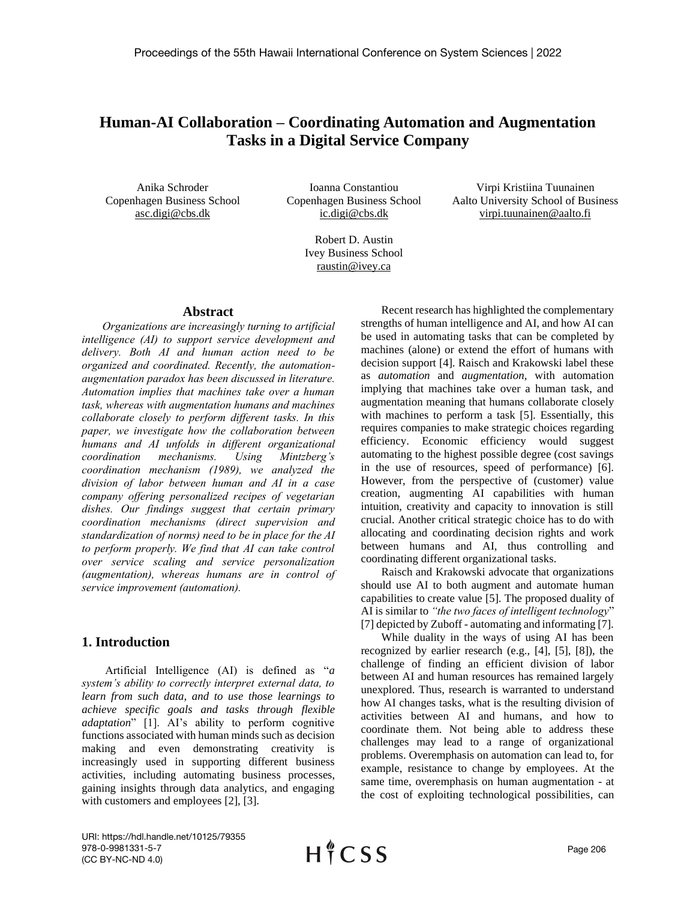# Human-AI Collaboration – Coordinating Automation and Augmentation Tasks in a Digital Service Company

Anika Schroder
Copenhagen Business School
asc.digi@cbs.dk

Ioanna Constantiou
Copenhagen Business School
ic.digi@cbs.dk

Virpi Kristiina Tuunainen
Aalto University School of Business
virpi.tuunainen@aalto.fi

Robert D. Austin
Ivey Business School
raustin@ivey.ca

## Abstract

*Organizations are increasingly turning to artificial intelligence (AI) to support service development and delivery. Both AI and human action need to be organized and coordinated. Recently, the automation-augmentation paradox has been discussed in literature. Automation implies that machines take over a human task, whereas with augmentation humans and machines collaborate closely to perform different tasks. In this paper, we investigate how the collaboration between humans and AI unfolds in different organizational coordination mechanisms. Using Mintzberg's coordination mechanism (1989), we analyzed the division of labor between human and AI in a case company offering personalized recipes of vegetarian dishes. Our findings suggest that certain primary coordination mechanisms (direct supervision and standardization of norms) need to be in place for the AI to perform properly. We find that AI can take control over service scaling and service personalization (augmentation), whereas humans are in control of service improvement (automation).*

## 1. Introduction

Artificial Intelligence (AI) is defined as "*a system's ability to correctly interpret external data, to learn from such data, and to use those learnings to achieve specific goals and tasks through flexible adaptation*" [1]. AI's ability to perform cognitive functions associated with human minds such as decision making and even demonstrating creativity is increasingly used in supporting different business activities, including automating business processes, gaining insights through data analytics, and engaging with customers and employees [2], [3].

Recent research has highlighted the complementary strengths of human intelligence and AI, and how AI can be used in automating tasks that can be completed by machines (alone) or extend the effort of humans with decision support [4]. Raisch and Krakowski label these as *automation* and *augmentation*, with automation implying that machines take over a human task, and augmentation meaning that humans collaborate closely with machines to perform a task [5]. Essentially, this requires companies to make strategic choices regarding efficiency. Economic efficiency would suggest automating to the highest possible degree (cost savings in the use of resources, speed of performance) [6]. However, from the perspective of (customer) value creation, augmenting AI capabilities with human intuition, creativity and capacity to innovation is still crucial. Another critical strategic choice has to do with allocating and coordinating decision rights and work between humans and AI, thus controlling and coordinating different organizational tasks.

Raisch and Krakowski advocate that organizations should use AI to both augment and automate human capabilities to create value [5]. The proposed duality of AI is similar to *"the two faces of intelligent technology"* [7] depicted by Zuboff - automating and informating [7].

While duality in the ways of using AI has been recognized by earlier research (e.g., [4], [5], [8]), the challenge of finding an efficient division of labor between AI and human resources has remained largely unexplored. Thus, research is warranted to understand how AI changes tasks, what is the resulting division of activities between AI and humans, and how to coordinate them. Not being able to address these challenges may lead to a range of organizational problems. Overemphasis on automation can lead to, for example, resistance to change by employees. At the same time, overemphasis on human augmentation - at the cost of exploiting technological possibilities, can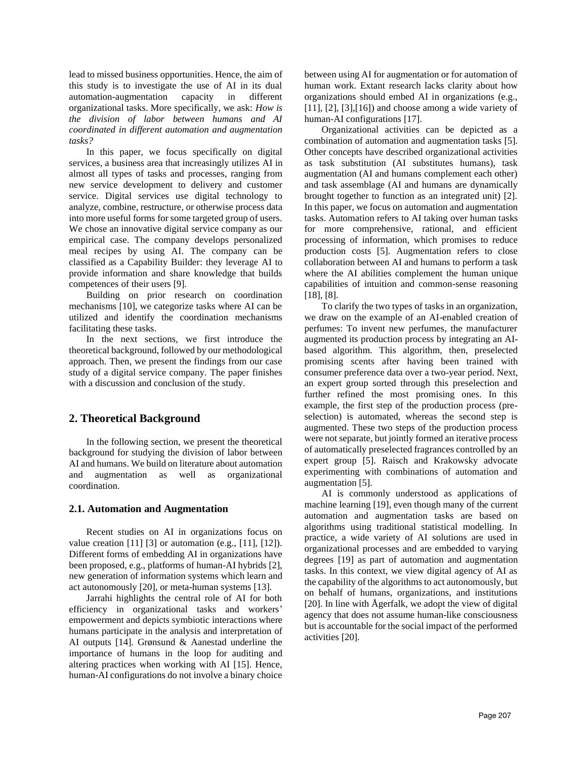lead to missed business opportunities. Hence, the aim of this study is to investigate the use of AI in its dual automation-augmentation capacity in different organizational tasks. More specifically, we ask: *How is the division of labor between humans and AI coordinated in different automation and augmentation tasks?*

In this paper, we focus specifically on digital services, a business area that increasingly utilizes AI in almost all types of tasks and processes, ranging from new service development to delivery and customer service. Digital services use digital technology to analyze, combine, restructure, or otherwise process data into more useful forms for some targeted group of users. We chose an innovative digital service company as our empirical case. The company develops personalized meal recipes by using AI. The company can be classified as a Capability Builder: they leverage AI to provide information and share knowledge that builds competences of their users [9].

Building on prior research on coordination mechanisms [10], we categorize tasks where AI can be utilized and identify the coordination mechanisms facilitating these tasks.

In the next sections, we first introduce the theoretical background, followed by our methodological approach. Then, we present the findings from our case study of a digital service company. The paper finishes with a discussion and conclusion of the study.

## 2. Theoretical Background

In the following section, we present the theoretical background for studying the division of labor between AI and humans. We build on literature about automation and augmentation as well as organizational coordination.

### 2.1. Automation and Augmentation

Recent studies on AI in organizations focus on value creation [11] [3] or automation (e.g., [11], [12]). Different forms of embedding AI in organizations have been proposed, e.g., platforms of human-AI hybrids [2], new generation of information systems which learn and act autonomously [20], or meta-human systems [13].

Jarrahi highlights the central role of AI for both efficiency in organizational tasks and workers' empowerment and depicts symbiotic interactions where humans participate in the analysis and interpretation of AI outputs [14]. Grønsund & Aanestad underline the importance of humans in the loop for auditing and altering practices when working with AI [15]. Hence, human-AI configurations do not involve a binary choice between using AI for augmentation or for automation of human work. Extant research lacks clarity about how organizations should embed AI in organizations (e.g., [11], [2], [3],[16]) and choose among a wide variety of human-AI configurations [17].

Organizational activities can be depicted as a combination of automation and augmentation tasks [5]. Other concepts have described organizational activities as task substitution (AI substitutes humans), task augmentation (AI and humans complement each other) and task assemblage (AI and humans are dynamically brought together to function as an integrated unit) [2]. In this paper, we focus on automation and augmentation tasks. Automation refers to AI taking over human tasks for more comprehensive, rational, and efficient processing of information, which promises to reduce production costs [5]. Augmentation refers to close collaboration between AI and humans to perform a task where the AI abilities complement the human unique capabilities of intuition and common-sense reasoning [18], [8].

To clarify the two types of tasks in an organization, we draw on the example of an AI-enabled creation of perfumes: To invent new perfumes, the manufacturer augmented its production process by integrating an AI-based algorithm. This algorithm, then, preselected promising scents after having been trained with consumer preference data over a two-year period. Next, an expert group sorted through this preselection and further refined the most promising ones. In this example, the first step of the production process (pre-selection) is automated, whereas the second step is augmented. These two steps of the production process were not separate, but jointly formed an iterative process of automatically preselected fragrances controlled by an expert group [5]. Raisch and Krakowsky advocate experimenting with combinations of automation and augmentation [5].

AI is commonly understood as applications of machine learning [19], even though many of the current automation and augmentation tasks are based on algorithms using traditional statistical modelling. In practice, a wide variety of AI solutions are used in organizational processes and are embedded to varying degrees [19] as part of automation and augmentation tasks. In this context, we view digital agency of AI as the capability of the algorithms to act autonomously, but on behalf of humans, organizations, and institutions [20]. In line with Ågerfalk, we adopt the view of digital agency that does not assume human-like consciousness but is accountable for the social impact of the performed activities [20].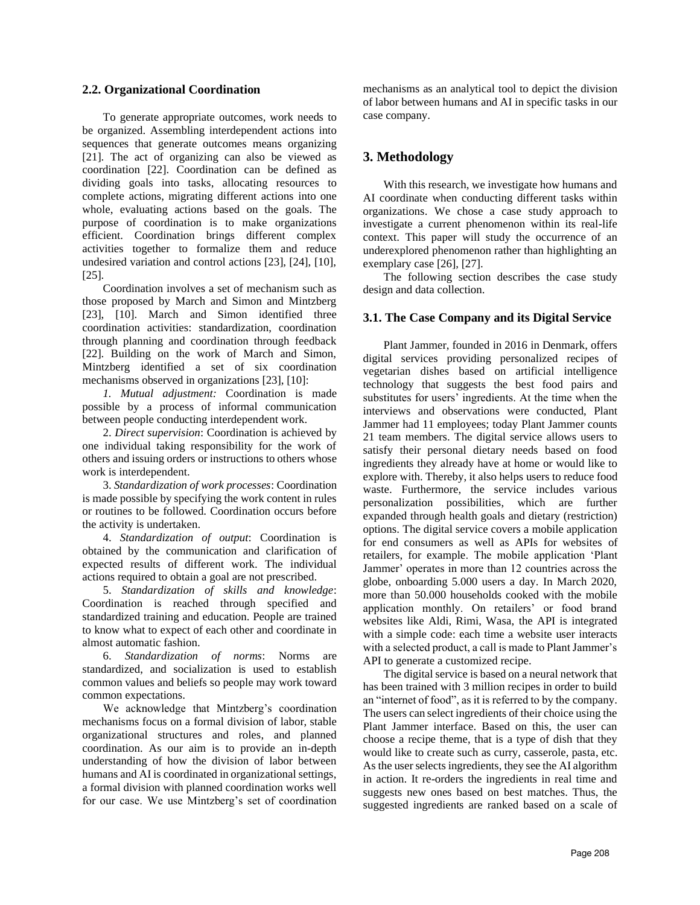### 2.2. Organizational Coordination

To generate appropriate outcomes, work needs to be organized. Assembling interdependent actions into sequences that generate outcomes means organizing [21]. The act of organizing can also be viewed as coordination [22]. Coordination can be defined as dividing goals into tasks, allocating resources to complete actions, migrating different actions into one whole, evaluating actions based on the goals. The purpose of coordination is to make organizations efficient. Coordination brings different complex activities together to formalize them and reduce undesired variation and control actions [23], [24], [10], [25].

Coordination involves a set of mechanism such as those proposed by March and Simon and Mintzberg [23], [10]. March and Simon identified three coordination activities: standardization, coordination through planning and coordination through feedback [22]. Building on the work of March and Simon, Mintzberg identified a set of six coordination mechanisms observed in organizations [23], [10]:

*1. Mutual adjustment:* Coordination is made possible by a process of informal communication between people conducting interdependent work.

2. *Direct supervision*: Coordination is achieved by one individual taking responsibility for the work of others and issuing orders or instructions to others whose work is interdependent.

3. *Standardization of work processes*: Coordination is made possible by specifying the work content in rules or routines to be followed. Coordination occurs before the activity is undertaken.

4. *Standardization of output*: Coordination is obtained by the communication and clarification of expected results of different work. The individual actions required to obtain a goal are not prescribed.

5. *Standardization of skills and knowledge*: Coordination is reached through specified and standardized training and education. People are trained to know what to expect of each other and coordinate in almost automatic fashion.

6. *Standardization of norms*: Norms are standardized, and socialization is used to establish common values and beliefs so people may work toward common expectations.

We acknowledge that Mintzberg's coordination mechanisms focus on a formal division of labor, stable organizational structures and roles, and planned coordination. As our aim is to provide an in-depth understanding of how the division of labor between humans and AI is coordinated in organizational settings, a formal division with planned coordination works well for our case. We use Mintzberg's set of coordination mechanisms as an analytical tool to depict the division of labor between humans and AI in specific tasks in our case company.

## 3. Methodology

With this research, we investigate how humans and AI coordinate when conducting different tasks within organizations. We chose a case study approach to investigate a current phenomenon within its real-life context. This paper will study the occurrence of an underexplored phenomenon rather than highlighting an exemplary case [26], [27].

The following section describes the case study design and data collection.

### 3.1. The Case Company and its Digital Service

Plant Jammer, founded in 2016 in Denmark, offers digital services providing personalized recipes of vegetarian dishes based on artificial intelligence technology that suggests the best food pairs and substitutes for users' ingredients. At the time when the interviews and observations were conducted, Plant Jammer had 11 employees; today Plant Jammer counts 21 team members. The digital service allows users to satisfy their personal dietary needs based on food ingredients they already have at home or would like to explore with. Thereby, it also helps users to reduce food waste. Furthermore, the service includes various personalization possibilities, which are further expanded through health goals and dietary (restriction) options. The digital service covers a mobile application for end consumers as well as APIs for websites of retailers, for example. The mobile application 'Plant Jammer' operates in more than 12 countries across the globe, onboarding 5.000 users a day. In March 2020, more than 50.000 households cooked with the mobile application monthly. On retailers' or food brand websites like Aldi, Rimi, Wasa, the API is integrated with a simple code: each time a website user interacts with a selected product, a call is made to Plant Jammer's API to generate a customized recipe.

The digital service is based on a neural network that has been trained with 3 million recipes in order to build an "internet of food", as it is referred to by the company. The users can select ingredients of their choice using the Plant Jammer interface. Based on this, the user can choose a recipe theme, that is a type of dish that they would like to create such as curry, casserole, pasta, etc. As the user selects ingredients, they see the AI algorithm in action. It re-orders the ingredients in real time and suggests new ones based on best matches. Thus, the suggested ingredients are ranked based on a scale of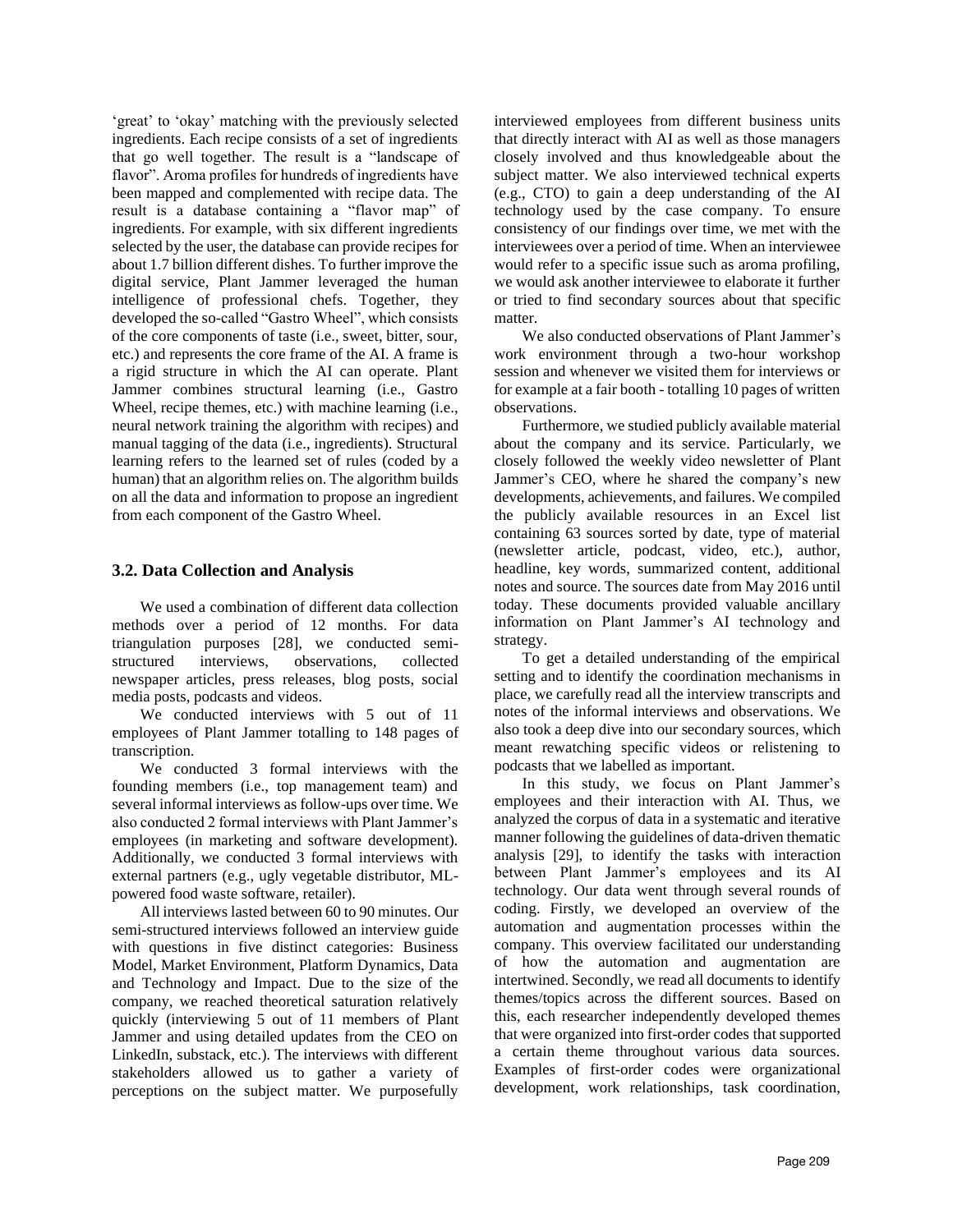'great' to 'okay' matching with the previously selected ingredients. Each recipe consists of a set of ingredients that go well together. The result is a "landscape of flavor". Aroma profiles for hundreds of ingredients have been mapped and complemented with recipe data. The result is a database containing a "flavor map" of ingredients. For example, with six different ingredients selected by the user, the database can provide recipes for about 1.7 billion different dishes. To further improve the digital service, Plant Jammer leveraged the human intelligence of professional chefs. Together, they developed the so-called "Gastro Wheel", which consists of the core components of taste (i.e., sweet, bitter, sour, etc.) and represents the core frame of the AI. A frame is a rigid structure in which the AI can operate. Plant Jammer combines structural learning (i.e., Gastro Wheel, recipe themes, etc.) with machine learning (i.e., neural network training the algorithm with recipes) and manual tagging of the data (i.e., ingredients). Structural learning refers to the learned set of rules (coded by a human) that an algorithm relies on. The algorithm builds on all the data and information to propose an ingredient from each component of the Gastro Wheel.

### 3.2. Data Collection and Analysis

We used a combination of different data collection methods over a period of 12 months. For data triangulation purposes [28], we conducted semi-structured interviews, observations, collected newspaper articles, press releases, blog posts, social media posts, podcasts and videos.

We conducted interviews with 5 out of 11 employees of Plant Jammer totalling to 148 pages of transcription.

We conducted 3 formal interviews with the founding members (i.e., top management team) and several informal interviews as follow-ups over time. We also conducted 2 formal interviews with Plant Jammer's employees (in marketing and software development). Additionally, we conducted 3 formal interviews with external partners (e.g., ugly vegetable distributor, ML-powered food waste software, retailer).

All interviews lasted between 60 to 90 minutes. Our semi-structured interviews followed an interview guide with questions in five distinct categories: Business Model, Market Environment, Platform Dynamics, Data and Technology and Impact. Due to the size of the company, we reached theoretical saturation relatively quickly (interviewing 5 out of 11 members of Plant Jammer and using detailed updates from the CEO on LinkedIn, substack, etc.). The interviews with different stakeholders allowed us to gather a variety of perceptions on the subject matter. We purposefully interviewed employees from different business units that directly interact with AI as well as those managers closely involved and thus knowledgeable about the subject matter. We also interviewed technical experts (e.g., CTO) to gain a deep understanding of the AI technology used by the case company. To ensure consistency of our findings over time, we met with the interviewees over a period of time. When an interviewee would refer to a specific issue such as aroma profiling, we would ask another interviewee to elaborate it further or tried to find secondary sources about that specific matter.

We also conducted observations of Plant Jammer's work environment through a two-hour workshop session and whenever we visited them for interviews or for example at a fair booth - totalling 10 pages of written observations.

Furthermore, we studied publicly available material about the company and its service. Particularly, we closely followed the weekly video newsletter of Plant Jammer's CEO, where he shared the company's new developments, achievements, and failures. We compiled the publicly available resources in an Excel list containing 63 sources sorted by date, type of material (newsletter article, podcast, video, etc.), author, headline, key words, summarized content, additional notes and source. The sources date from May 2016 until today. These documents provided valuable ancillary information on Plant Jammer's AI technology and strategy.

To get a detailed understanding of the empirical setting and to identify the coordination mechanisms in place, we carefully read all the interview transcripts and notes of the informal interviews and observations. We also took a deep dive into our secondary sources, which meant rewatching specific videos or relistening to podcasts that we labelled as important.

In this study, we focus on Plant Jammer's employees and their interaction with AI. Thus, we analyzed the corpus of data in a systematic and iterative manner following the guidelines of data-driven thematic analysis [29], to identify the tasks with interaction between Plant Jammer's employees and its AI technology. Our data went through several rounds of coding. Firstly, we developed an overview of the automation and augmentation processes within the company. This overview facilitated our understanding of how the automation and augmentation are intertwined. Secondly, we read all documents to identify themes/topics across the different sources. Based on this, each researcher independently developed themes that were organized into first-order codes that supported a certain theme throughout various data sources. Examples of first-order codes were organizational development, work relationships, task coordination,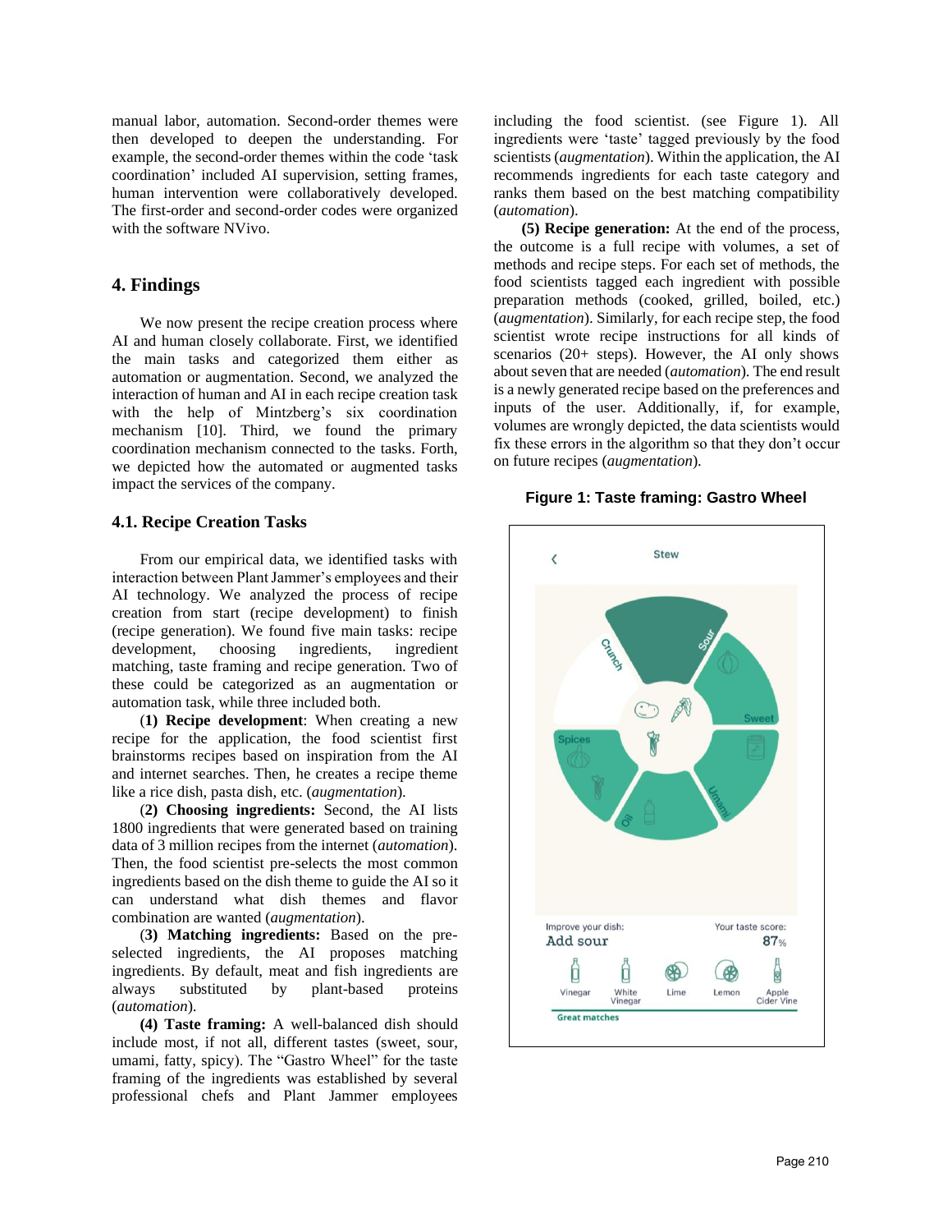manual labor, automation. Second-order themes were then developed to deepen the understanding. For example, the second-order themes within the code 'task coordination' included AI supervision, setting frames, human intervention were collaboratively developed. The first-order and second-order codes were organized with the software NVivo.

## 4. Findings

We now present the recipe creation process where AI and human closely collaborate. First, we identified the main tasks and categorized them either as automation or augmentation. Second, we analyzed the interaction of human and AI in each recipe creation task with the help of Mintzberg's six coordination mechanism [10]. Third, we found the primary coordination mechanism connected to the tasks. Forth, we depicted how the automated or augmented tasks impact the services of the company.

### 4.1. Recipe Creation Tasks

From our empirical data, we identified tasks with interaction between Plant Jammer's employees and their AI technology. We analyzed the process of recipe creation from start (recipe development) to finish (recipe generation). We found five main tasks: recipe development, choosing ingredients, ingredient matching, taste framing and recipe generation. Two of these could be categorized as an augmentation or automation task, while three included both.

(**1) Recipe development**: When creating a new recipe for the application, the food scientist first brainstorms recipes based on inspiration from the AI and internet searches. Then, he creates a recipe theme like a rice dish, pasta dish, etc. (*augmentation*).

(**2) Choosing ingredients:** Second, the AI lists 1800 ingredients that were generated based on training data of 3 million recipes from the internet (*automation*). Then, the food scientist pre-selects the most common ingredients based on the dish theme to guide the AI so it can understand what dish themes and flavor combination are wanted (*augmentation*).

(**3) Matching ingredients:** Based on the pre-selected ingredients, the AI proposes matching ingredients. By default, meat and fish ingredients are always substituted by plant-based proteins (*automation*).

**(4) Taste framing:** A well-balanced dish should include most, if not all, different tastes (sweet, sour, umami, fatty, spicy). The "Gastro Wheel" for the taste framing of the ingredients was established by several professional chefs and Plant Jammer employees including the food scientist. (see Figure 1). All ingredients were 'taste' tagged previously by the food scientists (*augmentation*). Within the application, the AI recommends ingredients for each taste category and ranks them based on the best matching compatibility (*automation*).

**(5) Recipe generation:** At the end of the process, the outcome is a full recipe with volumes, a set of methods and recipe steps. For each set of methods, the food scientists tagged each ingredient with possible preparation methods (cooked, grilled, boiled, etc.) (*augmentation*). Similarly, for each recipe step, the food scientist wrote recipe instructions for all kinds of scenarios (20+ steps). However, the AI only shows about seven that are needed (*automation*). The end result is a newly generated recipe based on the preferences and inputs of the user. Additionally, if, for example, volumes are wrongly depicted, the data scientists would fix these errors in the algorithm so that they don't occur on future recipes (*augmentation*).

**Figure 1: Taste framing: Gastro Wheel**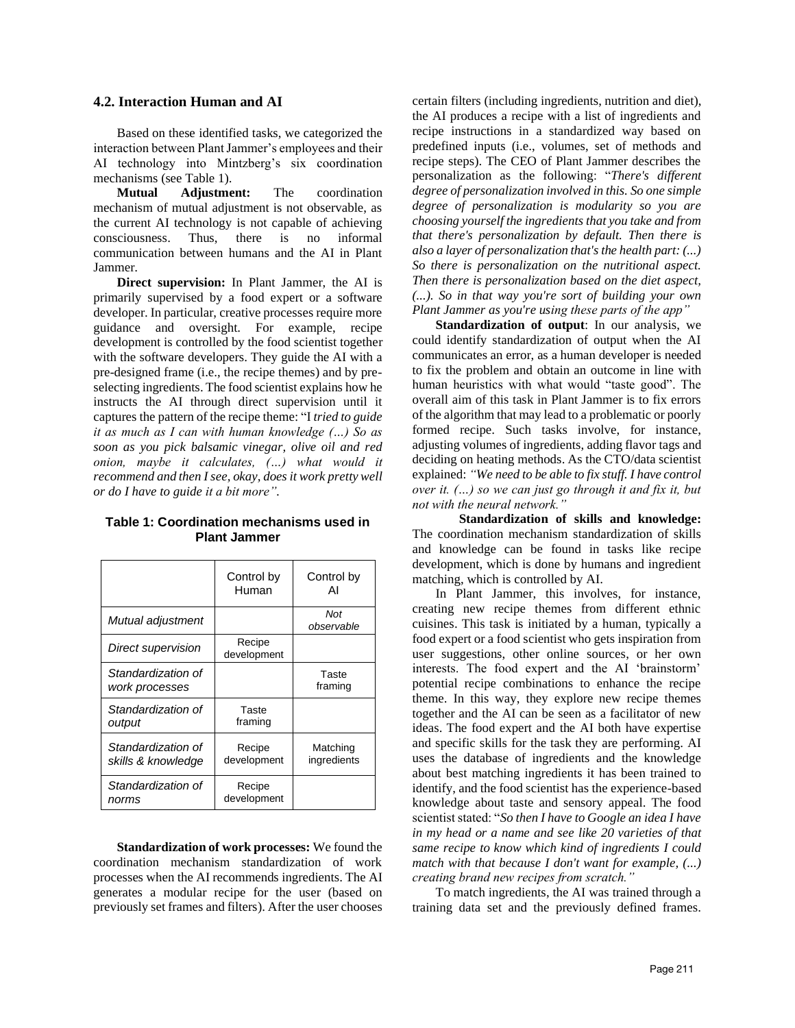### 4.2. Interaction Human and AI

Based on these identified tasks, we categorized the interaction between Plant Jammer's employees and their AI technology into Mintzberg's six coordination mechanisms (see Table 1).

**Mutual Adjustment:** The coordination mechanism of mutual adjustment is not observable, as the current AI technology is not capable of achieving consciousness. Thus, there is no informal communication between humans and the AI in Plant Jammer.

**Direct supervision:** In Plant Jammer, the AI is primarily supervised by a food expert or a software developer. In particular, creative processes require more guidance and oversight. For example, recipe development is controlled by the food scientist together with the software developers. They guide the AI with a pre-designed frame (i.e., the recipe themes) and by pre-selecting ingredients. The food scientist explains how he instructs the AI through direct supervision until it captures the pattern of the recipe theme: "I *tried to guide it as much as I can with human knowledge (…) So as soon as you pick balsamic vinegar, olive oil and red onion, maybe it calculates, (…) what would it recommend and then I see, okay, does it work pretty well or do I have to guide it a bit more"*.

**Table 1: Coordination mechanisms used in Plant Jammer**

| | Control by Human | Control by AI |
|---|---|---|
| *Mutual adjustment* | | *Not observable* |
| *Direct supervision* | Recipe development | |
| *Standardization of work processes* | | Taste framing |
| *Standardization of output* | Taste framing | |
| *Standardization of skills & knowledge* | Recipe development | Matching ingredients |
| *Standardization of norms* | Recipe development | |

**Standardization of work processes:** We found the coordination mechanism standardization of work processes when the AI recommends ingredients. The AI generates a modular recipe for the user (based on previously set frames and filters). After the user chooses certain filters (including ingredients, nutrition and diet), the AI produces a recipe with a list of ingredients and recipe instructions in a standardized way based on predefined inputs (i.e., volumes, set of methods and recipe steps). The CEO of Plant Jammer describes the personalization as the following: "*There's different degree of personalization involved in this. So one simple degree of personalization is modularity so you are choosing yourself the ingredients that you take and from that there's personalization by default. Then there is also a layer of personalization that's the health part: (...) So there is personalization on the nutritional aspect. Then there is personalization based on the diet aspect, (...). So in that way you're sort of building your own Plant Jammer as you're using these parts of the app"*

**Standardization of output**: In our analysis, we could identify standardization of output when the AI communicates an error, as a human developer is needed to fix the problem and obtain an outcome in line with human heuristics with what would "taste good". The overall aim of this task in Plant Jammer is to fix errors of the algorithm that may lead to a problematic or poorly formed recipe. Such tasks involve, for instance, adjusting volumes of ingredients, adding flavor tags and deciding on heating methods. As the CTO/data scientist explained: *"We need to be able to fix stuff. I have control over it. (…) so we can just go through it and fix it, but not with the neural network."*

**Standardization of skills and knowledge:** The coordination mechanism standardization of skills and knowledge can be found in tasks like recipe development, which is done by humans and ingredient matching, which is controlled by AI.

In Plant Jammer, this involves, for instance, creating new recipe themes from different ethnic cuisines. This task is initiated by a human, typically a food expert or a food scientist who gets inspiration from user suggestions, other online sources, or her own interests. The food expert and the AI 'brainstorm' potential recipe combinations to enhance the recipe theme. In this way, they explore new recipe themes together and the AI can be seen as a facilitator of new ideas. The food expert and the AI both have expertise and specific skills for the task they are performing. AI uses the database of ingredients and the knowledge about best matching ingredients it has been trained to identify, and the food scientist has the experience-based knowledge about taste and sensory appeal. The food scientist stated: "*So then I have to Google an idea I have in my head or a name and see like 20 varieties of that same recipe to know which kind of ingredients I could match with that because I don't want for example, (...) creating brand new recipes from scratch."*

To match ingredients, the AI was trained through a training data set and the previously defined frames.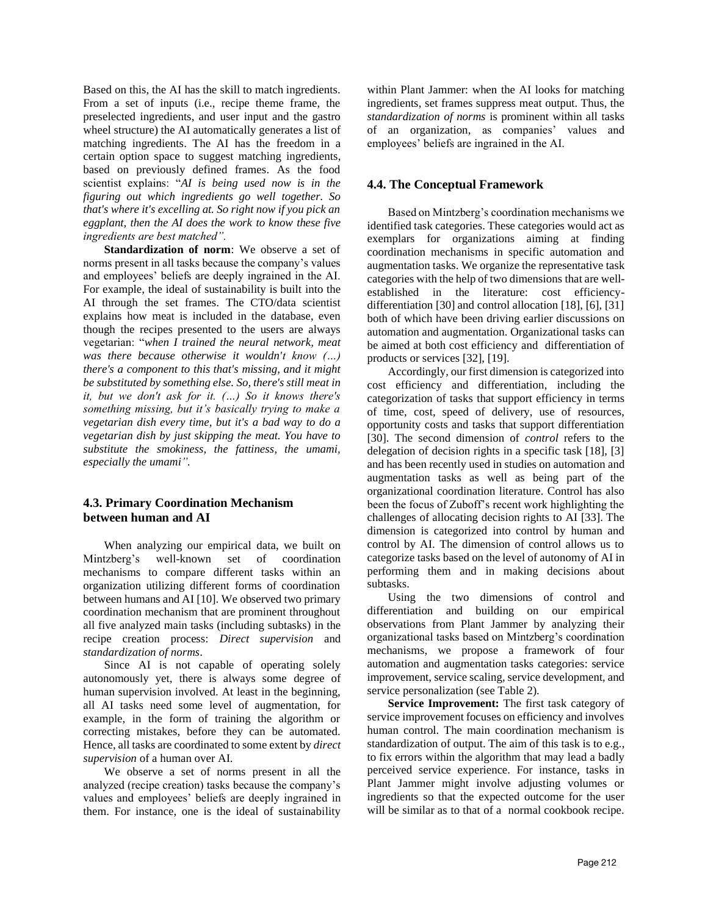Based on this, the AI has the skill to match ingredients. From a set of inputs (i.e., recipe theme frame, the preselected ingredients, and user input and the gastro wheel structure) the AI automatically generates a list of matching ingredients. The AI has the freedom in a certain option space to suggest matching ingredients, based on previously defined frames. As the food scientist explains: "*AI is being used now is in the figuring out which ingredients go well together. So that's where it's excelling at. So right now if you pick an eggplant, then the AI does the work to know these five ingredients are best matched".*

**Standardization of norm**: We observe a set of norms present in all tasks because the company's values and employees' beliefs are deeply ingrained in the AI. For example, the ideal of sustainability is built into the AI through the set frames. The CTO/data scientist explains how meat is included in the database, even though the recipes presented to the users are always vegetarian: "*when I trained the neural network, meat was there because otherwise it wouldn't know (…) there's a component to this that's missing, and it might be substituted by something else. So, there's still meat in it, but we don't ask for it. (…) So it knows there's something missing, but it's basically trying to make a vegetarian dish every time, but it's a bad way to do a vegetarian dish by just skipping the meat. You have to substitute the smokiness, the fattiness, the umami, especially the umami".*

## 4.3. Primary Coordination Mechanism between human and AI

When analyzing our empirical data, we built on Mintzberg's well-known set of coordination mechanisms to compare different tasks within an organization utilizing different forms of coordination between humans and AI [10]. We observed two primary coordination mechanism that are prominent throughout all five analyzed main tasks (including subtasks) in the recipe creation process: *Direct supervision* and *standardization of norms*.

Since AI is not capable of operating solely autonomously yet, there is always some degree of human supervision involved. At least in the beginning, all AI tasks need some level of augmentation, for example, in the form of training the algorithm or correcting mistakes, before they can be automated. Hence, all tasks are coordinated to some extent by *direct supervision* of a human over AI.

We observe a set of norms present in all the analyzed (recipe creation) tasks because the company's values and employees' beliefs are deeply ingrained in them. For instance, one is the ideal of sustainability within Plant Jammer: when the AI looks for matching ingredients, set frames suppress meat output. Thus, the *standardization of norms* is prominent within all tasks of an organization, as companies' values and employees' beliefs are ingrained in the AI.

## 4.4. The Conceptual Framework

Based on Mintzberg's coordination mechanisms we identified task categories. These categories would act as exemplars for organizations aiming at finding coordination mechanisms in specific automation and augmentation tasks. We organize the representative task categories with the help of two dimensions that are well-established in the literature: cost efficiency-differentiation [30] and control allocation [18], [6], [31] both of which have been driving earlier discussions on automation and augmentation. Organizational tasks can be aimed at both cost efficiency and differentiation of products or services [32], [19].

Accordingly, our first dimension is categorized into cost efficiency and differentiation, including the categorization of tasks that support efficiency in terms of time, cost, speed of delivery, use of resources, opportunity costs and tasks that support differentiation [30]. The second dimension of *control* refers to the delegation of decision rights in a specific task [18], [3] and has been recently used in studies on automation and augmentation tasks as well as being part of the organizational coordination literature. Control has also been the focus of Zuboff's recent work highlighting the challenges of allocating decision rights to AI [33]. The dimension is categorized into control by human and control by AI. The dimension of control allows us to categorize tasks based on the level of autonomy of AI in performing them and in making decisions about subtasks.

Using the two dimensions of control and differentiation and building on our empirical observations from Plant Jammer by analyzing their organizational tasks based on Mintzberg's coordination mechanisms, we propose a framework of four automation and augmentation tasks categories: service improvement, service scaling, service development, and service personalization (see Table 2).

**Service Improvement:** The first task category of service improvement focuses on efficiency and involves human control. The main coordination mechanism is standardization of output. The aim of this task is to e.g., to fix errors within the algorithm that may lead a badly perceived service experience. For instance, tasks in Plant Jammer might involve adjusting volumes or ingredients so that the expected outcome for the user will be similar as to that of a normal cookbook recipe.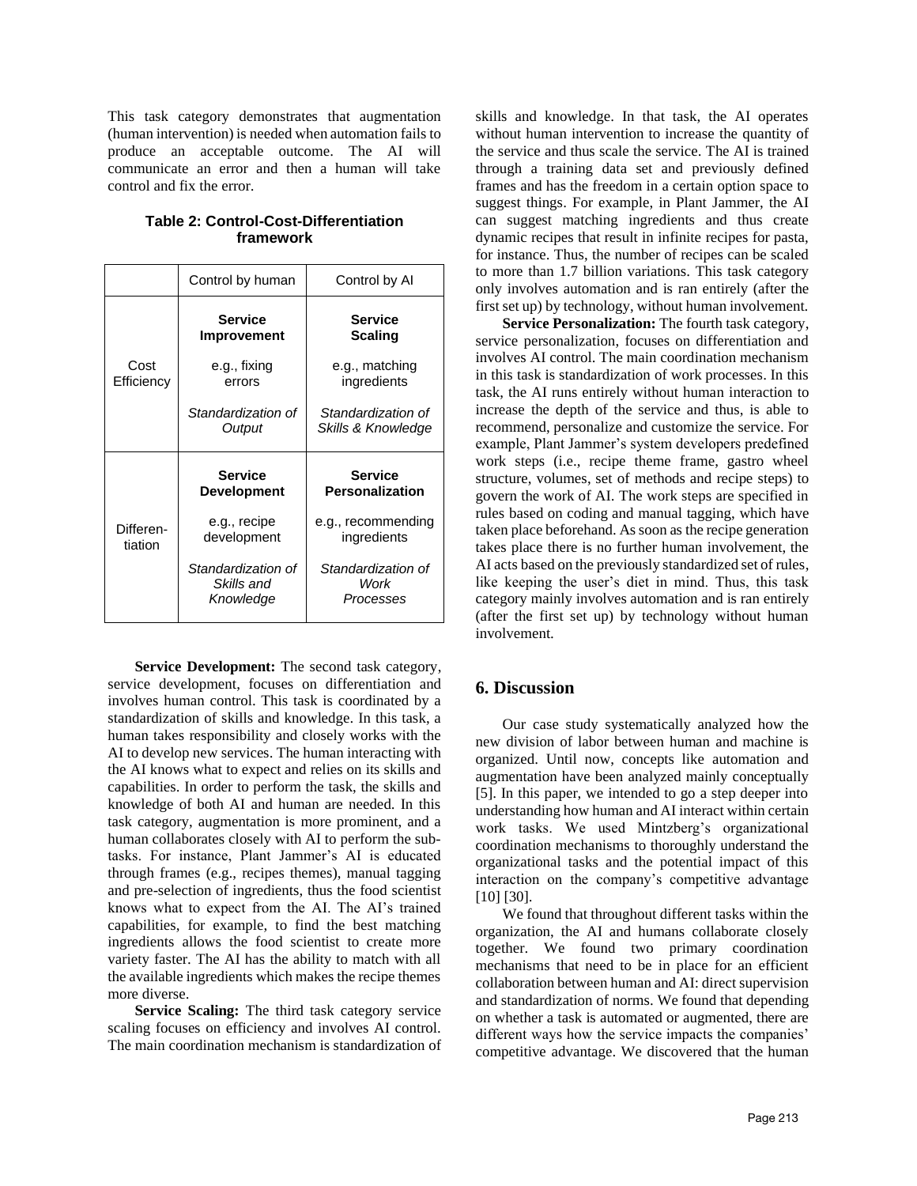This task category demonstrates that augmentation (human intervention) is needed when automation fails to produce an acceptable outcome. The AI will communicate an error and then a human will take control and fix the error.

**Table 2: Control-Cost-Differentiation framework**

| | Control by human | Control by AI |
|---|---|---|
| Cost Efficiency | **Service Improvement**<br>e.g., fixing errors<br>*Standardization of Output* | **Service Scaling**<br>e.g., matching ingredients<br>*Standardization of Skills & Knowledge* |
| Differen-tiation | **Service Development**<br>e.g., recipe development<br>*Standardization of Skills and Knowledge* | **Service Personalization**<br>e.g., recommending ingredients<br>*Standardization of Work Processes* |

**Service Development:** The second task category, service development, focuses on differentiation and involves human control. This task is coordinated by a standardization of skills and knowledge. In this task, a human takes responsibility and closely works with the AI to develop new services. The human interacting with the AI knows what to expect and relies on its skills and capabilities. In order to perform the task, the skills and knowledge of both AI and human are needed. In this task category, augmentation is more prominent, and a human collaborates closely with AI to perform the sub-tasks. For instance, Plant Jammer's AI is educated through frames (e.g., recipes themes), manual tagging and pre-selection of ingredients, thus the food scientist knows what to expect from the AI. The AI's trained capabilities, for example, to find the best matching ingredients allows the food scientist to create more variety faster. The AI has the ability to match with all the available ingredients which makes the recipe themes more diverse.

**Service Scaling:** The third task category service scaling focuses on efficiency and involves AI control. The main coordination mechanism is standardization of skills and knowledge. In that task, the AI operates without human intervention to increase the quantity of the service and thus scale the service. The AI is trained through a training data set and previously defined frames and has the freedom in a certain option space to suggest things. For example, in Plant Jammer, the AI can suggest matching ingredients and thus create dynamic recipes that result in infinite recipes for pasta, for instance. Thus, the number of recipes can be scaled to more than 1.7 billion variations. This task category only involves automation and is ran entirely (after the first set up) by technology, without human involvement.

**Service Personalization:** The fourth task category, service personalization, focuses on differentiation and involves AI control. The main coordination mechanism in this task is standardization of work processes. In this task, the AI runs entirely without human interaction to increase the depth of the service and thus, is able to recommend, personalize and customize the service. For example, Plant Jammer's system developers predefined work steps (i.e., recipe theme frame, gastro wheel structure, volumes, set of methods and recipe steps) to govern the work of AI. The work steps are specified in rules based on coding and manual tagging, which have taken place beforehand. As soon as the recipe generation takes place there is no further human involvement, the AI acts based on the previously standardized set of rules, like keeping the user's diet in mind. Thus, this task category mainly involves automation and is ran entirely (after the first set up) by technology without human involvement.

## 6. Discussion

Our case study systematically analyzed how the new division of labor between human and machine is organized. Until now, concepts like automation and augmentation have been analyzed mainly conceptually [5]. In this paper, we intended to go a step deeper into understanding how human and AI interact within certain work tasks. We used Mintzberg's organizational coordination mechanisms to thoroughly understand the organizational tasks and the potential impact of this interaction on the company's competitive advantage [10] [30].

We found that throughout different tasks within the organization, the AI and humans collaborate closely together. We found two primary coordination mechanisms that need to be in place for an efficient collaboration between human and AI: direct supervision and standardization of norms. We found that depending on whether a task is automated or augmented, there are different ways how the service impacts the companies' competitive advantage. We discovered that the human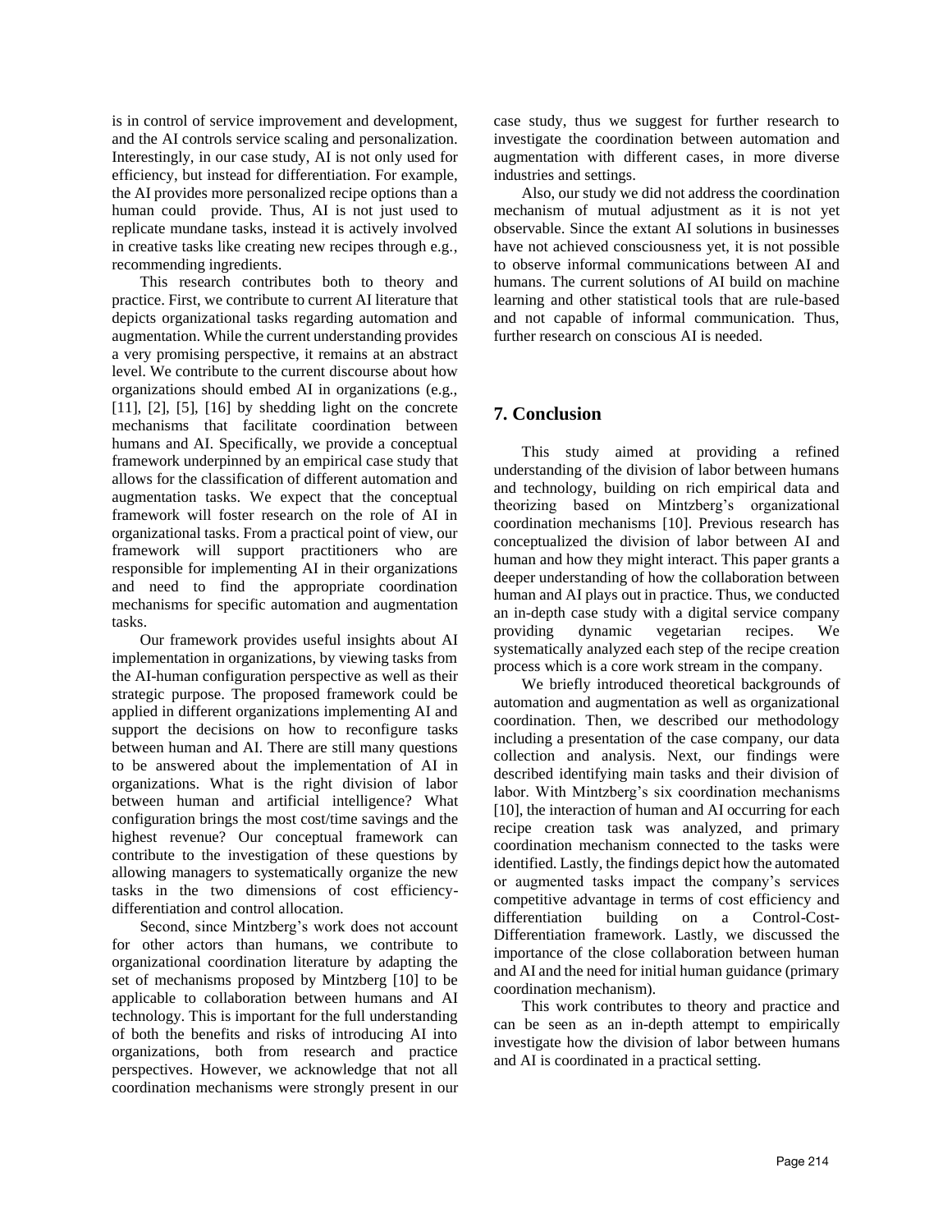is in control of service improvement and development, and the AI controls service scaling and personalization. Interestingly, in our case study, AI is not only used for efficiency, but instead for differentiation. For example, the AI provides more personalized recipe options than a human could provide. Thus, AI is not just used to replicate mundane tasks, instead it is actively involved in creative tasks like creating new recipes through e.g., recommending ingredients.

This research contributes both to theory and practice. First, we contribute to current AI literature that depicts organizational tasks regarding automation and augmentation. While the current understanding provides a very promising perspective, it remains at an abstract level. We contribute to the current discourse about how organizations should embed AI in organizations (e.g., [11], [2], [5], [16] by shedding light on the concrete mechanisms that facilitate coordination between humans and AI. Specifically, we provide a conceptual framework underpinned by an empirical case study that allows for the classification of different automation and augmentation tasks. We expect that the conceptual framework will foster research on the role of AI in organizational tasks. From a practical point of view, our framework will support practitioners who are responsible for implementing AI in their organizations and need to find the appropriate coordination mechanisms for specific automation and augmentation tasks.

Our framework provides useful insights about AI implementation in organizations, by viewing tasks from the AI-human configuration perspective as well as their strategic purpose. The proposed framework could be applied in different organizations implementing AI and support the decisions on how to reconfigure tasks between human and AI. There are still many questions to be answered about the implementation of AI in organizations. What is the right division of labor between human and artificial intelligence? What configuration brings the most cost/time savings and the highest revenue? Our conceptual framework can contribute to the investigation of these questions by allowing managers to systematically organize the new tasks in the two dimensions of cost efficiency-differentiation and control allocation.

Second, since Mintzberg's work does not account for other actors than humans, we contribute to organizational coordination literature by adapting the set of mechanisms proposed by Mintzberg [10] to be applicable to collaboration between humans and AI technology. This is important for the full understanding of both the benefits and risks of introducing AI into organizations, both from research and practice perspectives. However, we acknowledge that not all coordination mechanisms were strongly present in our case study, thus we suggest for further research to investigate the coordination between automation and augmentation with different cases, in more diverse industries and settings.

Also, our study we did not address the coordination mechanism of mutual adjustment as it is not yet observable. Since the extant AI solutions in businesses have not achieved consciousness yet, it is not possible to observe informal communications between AI and humans. The current solutions of AI build on machine learning and other statistical tools that are rule-based and not capable of informal communication. Thus, further research on conscious AI is needed.

## 7. Conclusion

This study aimed at providing a refined understanding of the division of labor between humans and technology, building on rich empirical data and theorizing based on Mintzberg's organizational coordination mechanisms [10]. Previous research has conceptualized the division of labor between AI and human and how they might interact. This paper grants a deeper understanding of how the collaboration between human and AI plays out in practice. Thus, we conducted an in-depth case study with a digital service company providing dynamic vegetarian recipes. We systematically analyzed each step of the recipe creation process which is a core work stream in the company.

We briefly introduced theoretical backgrounds of automation and augmentation as well as organizational coordination. Then, we described our methodology including a presentation of the case company, our data collection and analysis. Next, our findings were described identifying main tasks and their division of labor. With Mintzberg's six coordination mechanisms [10], the interaction of human and AI occurring for each recipe creation task was analyzed, and primary coordination mechanism connected to the tasks were identified. Lastly, the findings depict how the automated or augmented tasks impact the company's services competitive advantage in terms of cost efficiency and differentiation building on a Control-Cost-Differentiation framework. Lastly, we discussed the importance of the close collaboration between human and AI and the need for initial human guidance (primary coordination mechanism).

This work contributes to theory and practice and can be seen as an in-depth attempt to empirically investigate how the division of labor between humans and AI is coordinated in a practical setting.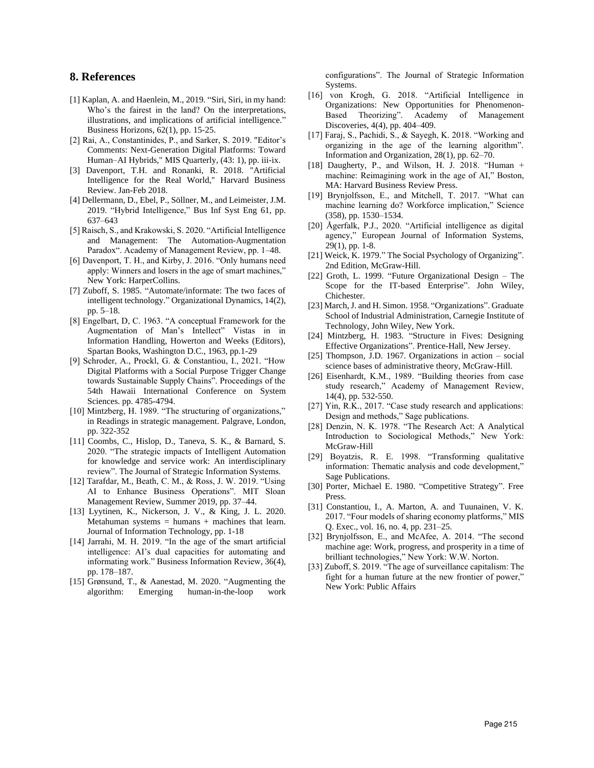## 8. References

[1] Kaplan, A. and Haenlein, M., 2019. "Siri, Siri, in my hand: Who's the fairest in the land? On the interpretations, illustrations, and implications of artificial intelligence." Business Horizons, 62(1), pp. 15-25.

[2] Rai, A., Constantinides, P., and Sarker, S. 2019. "Editor's Comments: Next-Generation Digital Platforms: Toward Human–AI Hybrids," MIS Quarterly, (43: 1), pp. iii-ix.

[3] Davenport, T.H. and Ronanki, R. 2018. "Artificial Intelligence for the Real World," Harvard Business Review. Jan-Feb 2018.

[4] Dellermann, D., Ebel, P., Söllner, M., and Leimeister, J.M. 2019. "Hybrid Intelligence," Bus Inf Syst Eng 61, pp. 637–643

[5] Raisch, S., and Krakowski, S. 2020. "Artificial Intelligence and Management: The Automation-Augmentation Paradox". Academy of Management Review, pp. 1–48.

[6] Davenport, T. H., and Kirby, J. 2016. "Only humans need apply: Winners and losers in the age of smart machines," New York: HarperCollins.

[7] Zuboff, S. 1985. "Automate/informate: The two faces of intelligent technology." Organizational Dynamics, 14(2), pp. 5–18.

[8] Engelbart, D, C. 1963. "A conceptual Framework for the Augmentation of Man's Intellect" Vistas in in Information Handling, Howerton and Weeks (Editors), Spartan Books, Washington D.C., 1963, pp.1-29

[9] Schroder, A., Prockl, G. & Constantiou, I., 2021. "How Digital Platforms with a Social Purpose Trigger Change towards Sustainable Supply Chains". Proceedings of the 54th Hawaii International Conference on System Sciences. pp. 4785-4794.

[10] Mintzberg, H. 1989. "The structuring of organizations," in Readings in strategic management. Palgrave, London, pp. 322-352

[11] Coombs, C., Hislop, D., Taneva, S. K., & Barnard, S. 2020. "The strategic impacts of Intelligent Automation for knowledge and service work: An interdisciplinary review". The Journal of Strategic Information Systems.

[12] Tarafdar, M., Beath, C. M., & Ross, J. W. 2019. "Using AI to Enhance Business Operations". MIT Sloan Management Review, Summer 2019, pp. 37–44.

[13] Lyytinen, K., Nickerson, J. V., & King, J. L. 2020. Metahuman systems = humans + machines that learn. Journal of Information Technology, pp. 1-18

[14] Jarrahi, M. H. 2019. "In the age of the smart artificial intelligence: AI's dual capacities for automating and informating work." Business Information Review, 36(4), pp. 178–187.

[15] Grønsund, T., & Aanestad, M. 2020. "Augmenting the algorithm: Emerging human-in-the-loop work configurations". The Journal of Strategic Information Systems.

[16] von Krogh, G. 2018. "Artificial Intelligence in Organizations: New Opportunities for Phenomenon-Based Theorizing". Academy of Management Discoveries, 4(4), pp. 404–409.

[17] Faraj, S., Pachidi, S., & Sayegh, K. 2018. "Working and organizing in the age of the learning algorithm". Information and Organization, 28(1), pp. 62–70.

[18] Daugherty, P., and Wilson, H. J. 2018. "Human + machine: Reimagining work in the age of AI," Boston, MA: Harvard Business Review Press.

[19] Brynjolfsson, E., and Mitchell, T. 2017. "What can machine learning do? Workforce implication," Science (358), pp. 1530–1534.

[20] Ågerfalk, P.J., 2020. "Artificial intelligence as digital agency," European Journal of Information Systems, 29(1), pp. 1-8.

[21] Weick, K. 1979." The Social Psychology of Organizing". 2nd Edition, McGraw-Hill.

[22] Groth, L. 1999. "Future Organizational Design – The Scope for the IT-based Enterprise". John Wiley, Chichester.

[23] March, J. and H. Simon. 1958. "Organizations". Graduate School of Industrial Administration, Carnegie Institute of Technology, John Wiley, New York.

[24] Mintzberg, H. 1983. "Structure in Fives: Designing Effective Organizations". Prentice-Hall, New Jersey.

[25] Thompson, J.D. 1967. Organizations in action – social science bases of administrative theory, McGraw-Hill.

[26] Eisenhardt, K.M., 1989. "Building theories from case study research," Academy of Management Review, 14(4), pp. 532-550.

[27] Yin, R.K., 2017. "Case study research and applications: Design and methods," Sage publications.

[28] Denzin, N. K. 1978. "The Research Act: A Analytical Introduction to Sociological Methods," New York: McGraw-Hill

[29] Boyatzis, R. E. 1998. "Transforming qualitative information: Thematic analysis and code development," Sage Publications.

[30] Porter, Michael E. 1980. "Competitive Strategy". Free Press.

[31] Constantiou, I., A. Marton, A. and Tuunainen, V. K. 2017. "Four models of sharing economy platforms," MIS Q. Exec., vol. 16, no. 4, pp. 231–25.

[32] Brynjolfsson, E., and McAfee, A. 2014. "The second machine age: Work, progress, and prosperity in a time of brilliant technologies," New York: W.W. Norton.

[33] Zuboff, S. 2019. "The age of surveillance capitalism: The fight for a human future at the new frontier of power," New York: Public Affairs